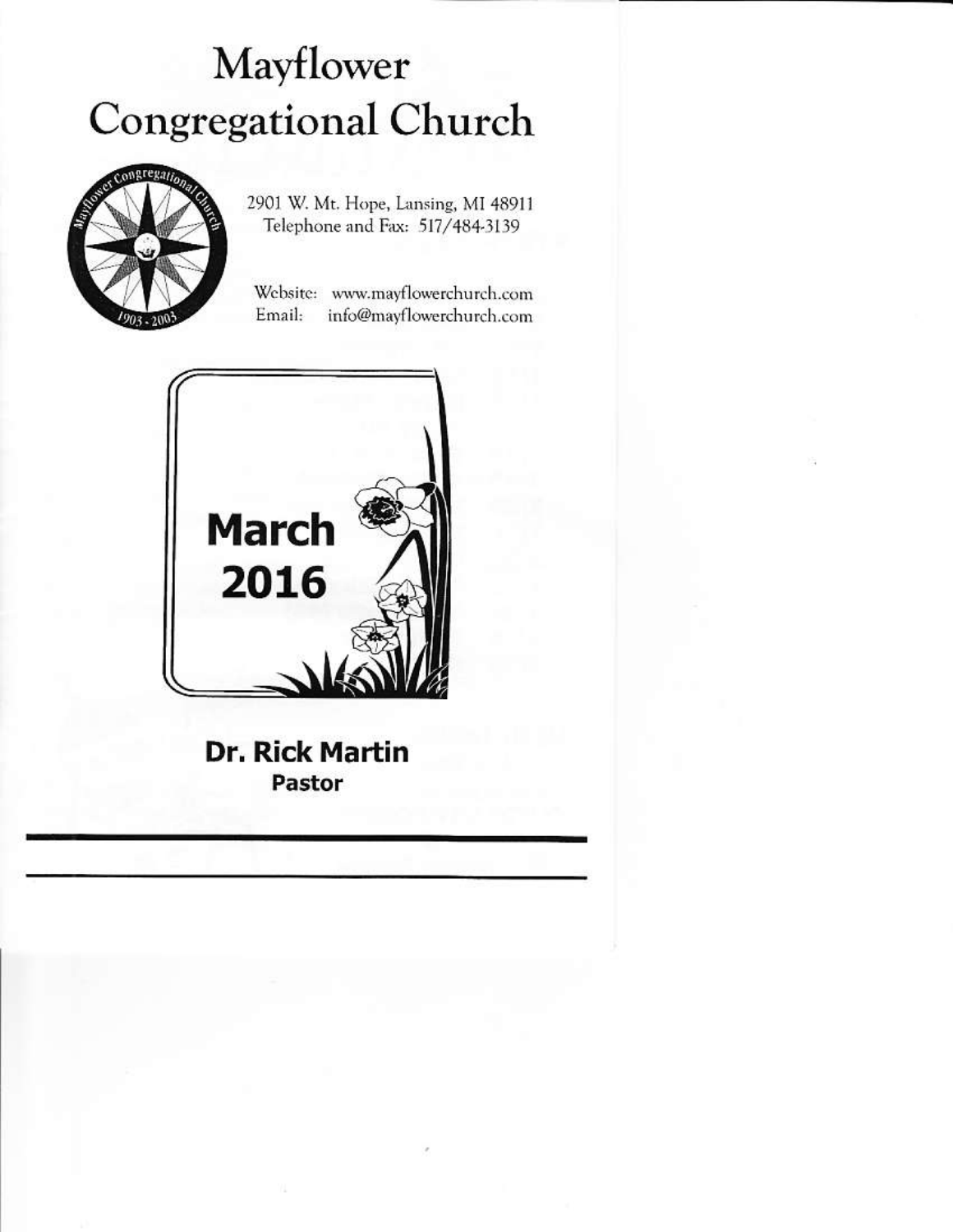# Mayflower Congregational Church

2901 W. Mt. Hope, Lansing, MI 48911
Telephone and Fax: 517/484-3139

Website: www.mayflowerchurch.com
Email: info@mayflowerchurch.com

## March 2016

**Dr. Rick Martin**
**Pastor**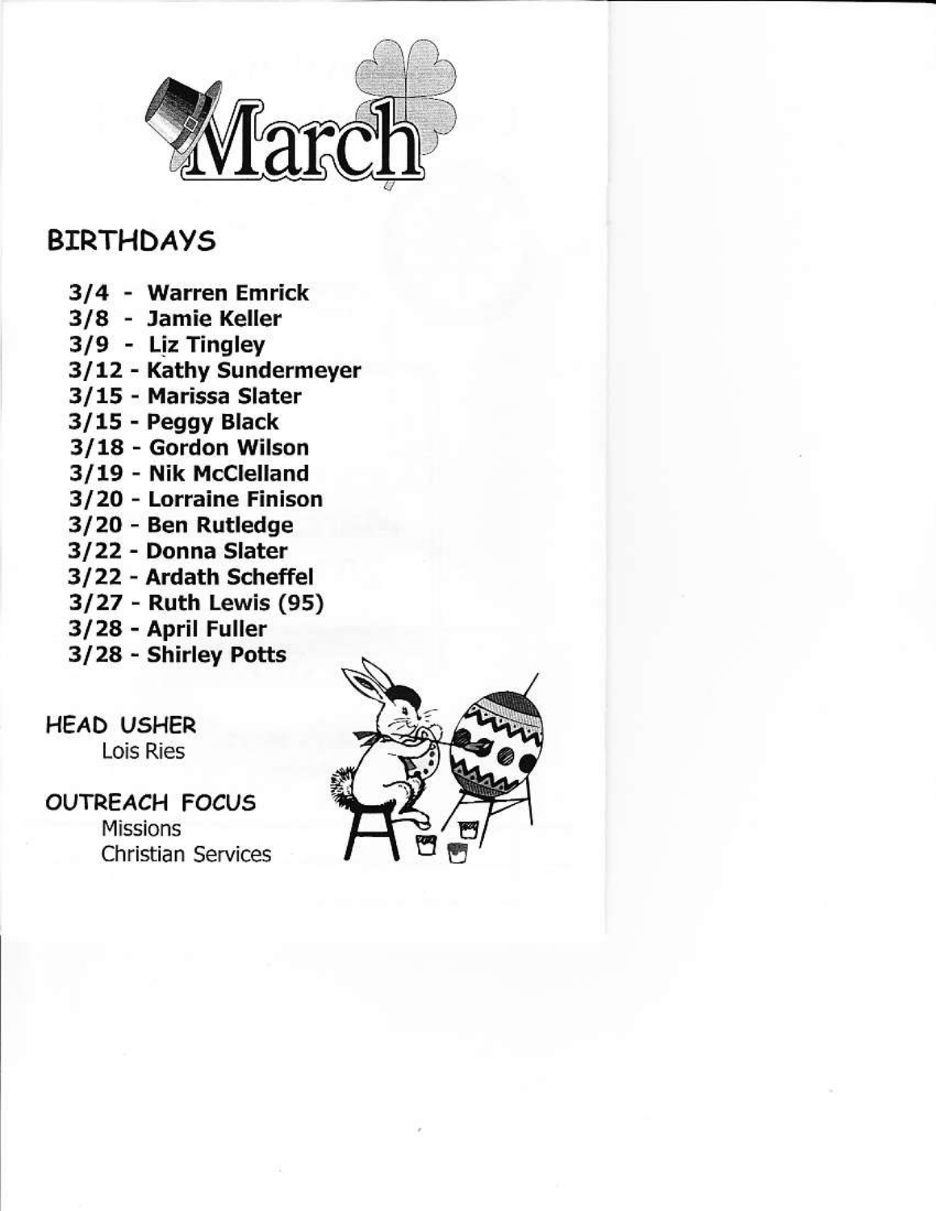# March

## BIRTHDAYS

- **3/4 - Warren Emrick**
- **3/8 - Jamie Keller**
- **3/9 - Liz Tingley**
- **3/12 - Kathy Sundermeyer**
- **3/15 - Marissa Slater**
- **3/15 - Peggy Black**
- **3/18 - Gordon Wilson**
- **3/19 - Nik McClelland**
- **3/20 - Lorraine Finison**
- **3/20 - Ben Rutledge**
- **3/22 - Donna Slater**
- **3/22 - Ardath Scheffel**
- **3/27 - Ruth Lewis (95)**
- **3/28 - April Fuller**
- **3/28 - Shirley Potts**

## HEAD USHER

Lois Ries

## OUTREACH FOCUS

Missions
Christian Services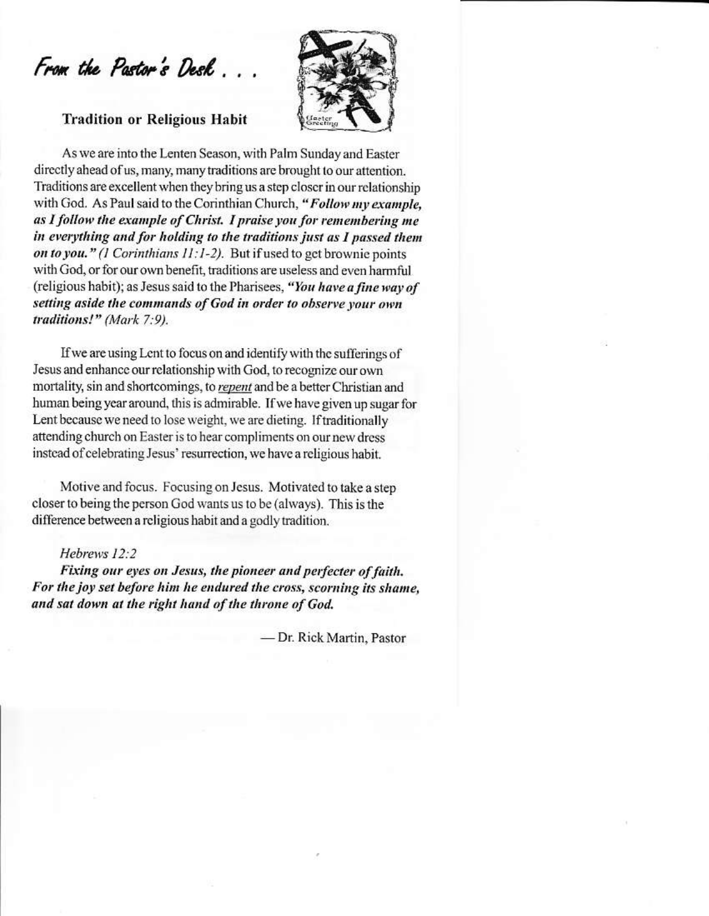*From the Pastor's Desk . . .*

### Tradition or Religious Habit

As we are into the Lenten Season, with Palm Sunday and Easter directly ahead of us, many, many traditions are brought to our attention. Traditions are excellent when they bring us a step closer in our relationship with God. As Paul said to the Corinthian Church, ***"Follow my example, as I follow the example of Christ. I praise you for remembering me in everything and for holding to the traditions just as I passed them on to you."*** *(1 Corinthians 11:1-2).* But if used to get brownie points with God, or for our own benefit, traditions are useless and even harmful (religious habit); as Jesus said to the Pharisees, ***"You have a fine way of setting aside the commands of God in order to observe your own traditions!"*** *(Mark 7:9).*

If we are using Lent to focus on and identify with the sufferings of Jesus and enhance our relationship with God, to recognize our own mortality, sin and shortcomings, to <u>*repent*</u> and be a better Christian and human being year around, this is admirable. If we have given up sugar for Lent because we need to lose weight, we are dieting. If traditionally attending church on Easter is to hear compliments on our new dress instead of celebrating Jesus' resurrection, we have a religious habit.

Motive and focus. Focusing on Jesus. Motivated to take a step closer to being the person God wants us to be (always). This is the difference between a religious habit and a godly tradition.

*Hebrews 12:2*

***Fixing our eyes on Jesus, the pioneer and perfecter of faith. For the joy set before him he endured the cross, scorning its shame, and sat down at the right hand of the throne of God.***

— Dr. Rick Martin, Pastor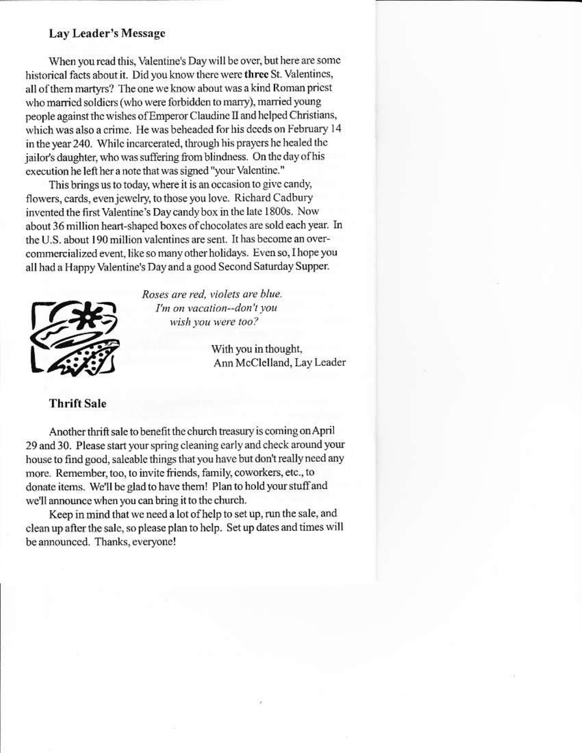## Lay Leader's Message

When you read this, Valentine's Day will be over, but here are some historical facts about it. Did you know there were **three** St. Valentines, all of them martyrs? The one we know about was a kind Roman priest who married soldiers (who were forbidden to marry), married young people against the wishes of Emperor Claudine II and helped Christians, which was also a crime. He was beheaded for his deeds on February 14 in the year 240. While incarcerated, through his prayers he healed the jailor's daughter, who was suffering from blindness. On the day of his execution he left her a note that was signed "your Valentine."

This brings us to today, where it is an occasion to give candy, flowers, cards, even jewelry, to those you love. Richard Cadbury invented the first Valentine's Day candy box in the late 1800s. Now about 36 million heart-shaped boxes of chocolates are sold each year. In the U.S. about 190 million valentines are sent. It has become an over-commercialized event, like so many other holidays. Even so, I hope you all had a Happy Valentine's Day and a good Second Saturday Supper.

*Roses are red, violets are blue.*
*I'm on vacation--don't you*
*wish you were too?*

With you in thought,
Ann McClelland, Lay Leader

## Thrift Sale

Another thrift sale to benefit the church treasury is coming on April 29 and 30. Please start your spring cleaning early and check around your house to find good, saleable things that you have but don't really need any more. Remember, too, to invite friends, family, coworkers, etc., to donate items. We'll be glad to have them! Plan to hold your stuff and we'll announce when you can bring it to the church.

Keep in mind that we need a lot of help to set up, run the sale, and clean up after the sale, so please plan to help. Set up dates and times will be announced. Thanks, everyone!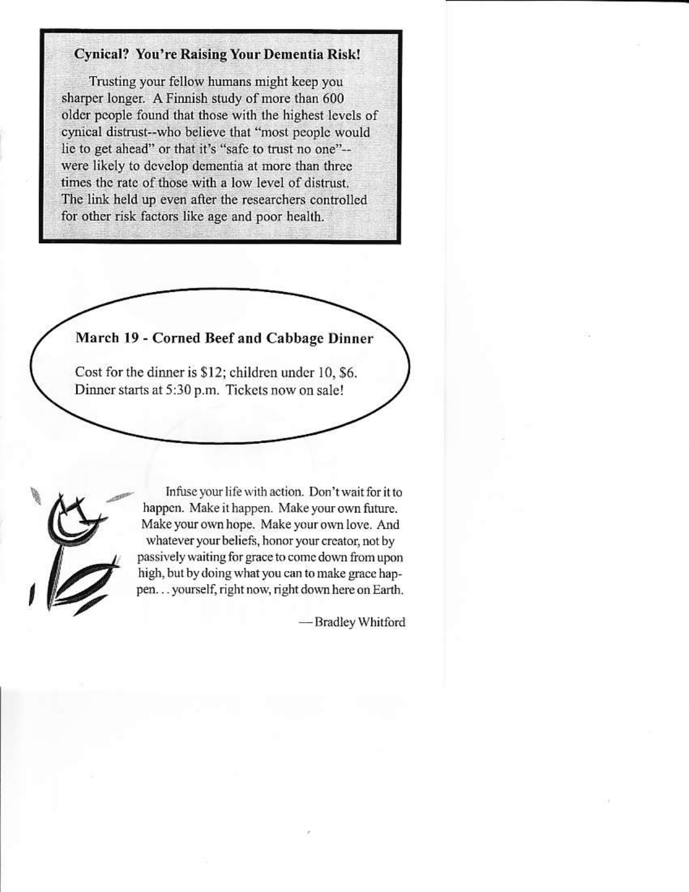### Cynical? You're Raising Your Dementia Risk!

Trusting your fellow humans might keep you sharper longer. A Finnish study of more than 600 older people found that those with the highest levels of cynical distrust--who believe that "most people would lie to get ahead" or that it's "safe to trust no one"--were likely to develop dementia at more than three times the rate of those with a low level of distrust. The link held up even after the researchers controlled for other risk factors like age and poor health.

### March 19 - Corned Beef and Cabbage Dinner

Cost for the dinner is $12; children under 10, $6. Dinner starts at 5:30 p.m. Tickets now on sale!

Infuse your life with action. Don't wait for it to happen. Make it happen. Make your own future. Make your own hope. Make your own love. And whatever your beliefs, honor your creator, not by passively waiting for grace to come down from upon high, but by doing what you can to make grace happen... yourself, right now, right down here on Earth.

—Bradley Whitford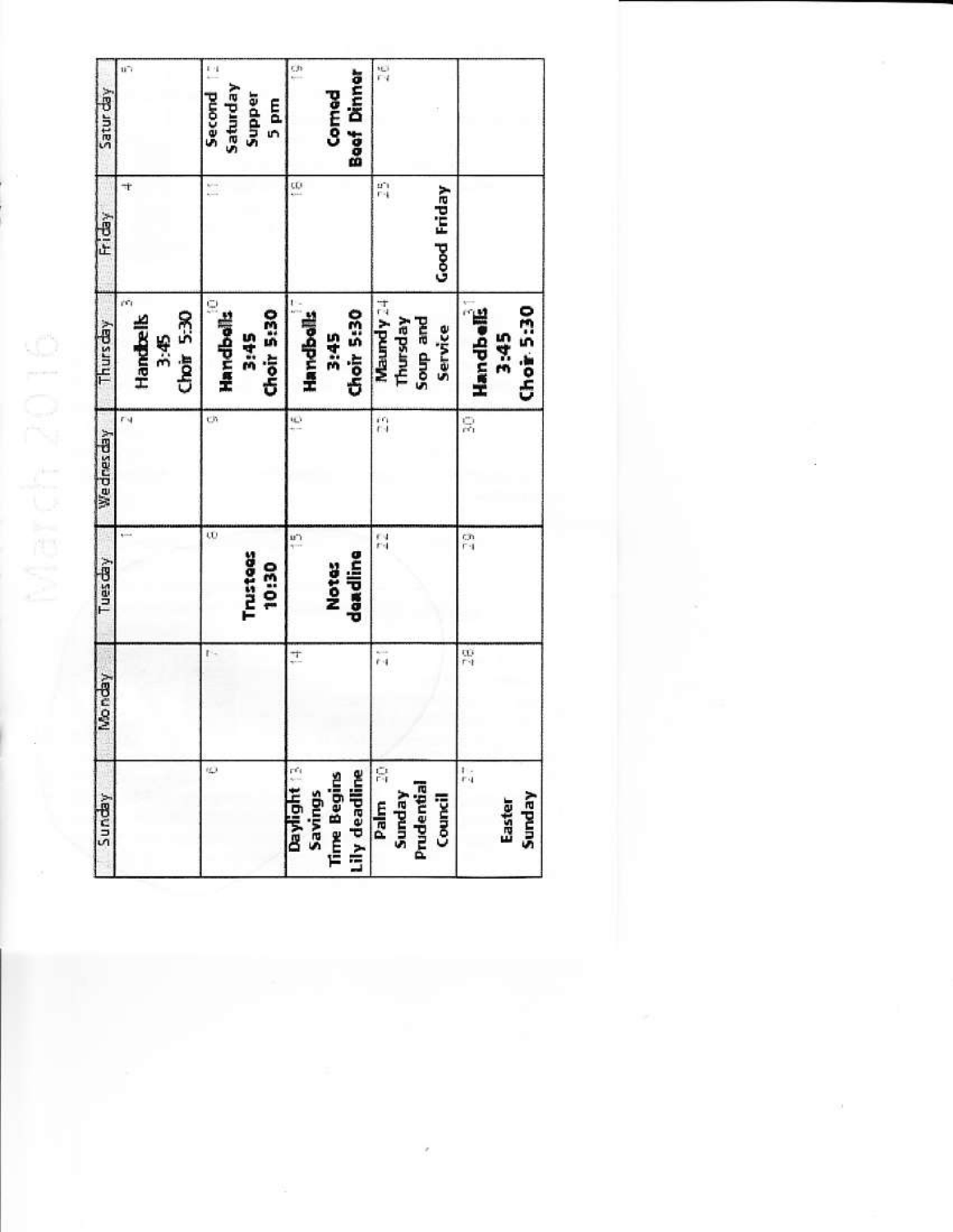# March 2016

| Sunday | Monday | Tuesday | Wednesday | Thursday | Friday | Saturday |
|---|---|---|---|---|---|---|
| | | 1 | 2 | 3 Handbells 3:45 Choir 5:30 | 4 | 5 |
| 6 | 7 | 8 Trustees 10:30 | 9 | 10 Handbells 3:45 Choir 5:30 | 11 | 12 Second Saturday Supper 5 pm |
| 13 Daylight Savings Time Begins Lily deadline | 14 | 15 Notes deadline | 16 | 17 Handbells 3:45 Choir 5:30 | 18 | 19 Corned Beef Dinner |
| 20 Palm Sunday Prudential Council | 21 | 22 | 23 | 24 Maundy Thursday Soup and Service | 25 Good Friday | 26 |
| 27 Easter Sunday | 28 | 29 | 30 | 31 Handbells 3:45 Choir 5:30 | | |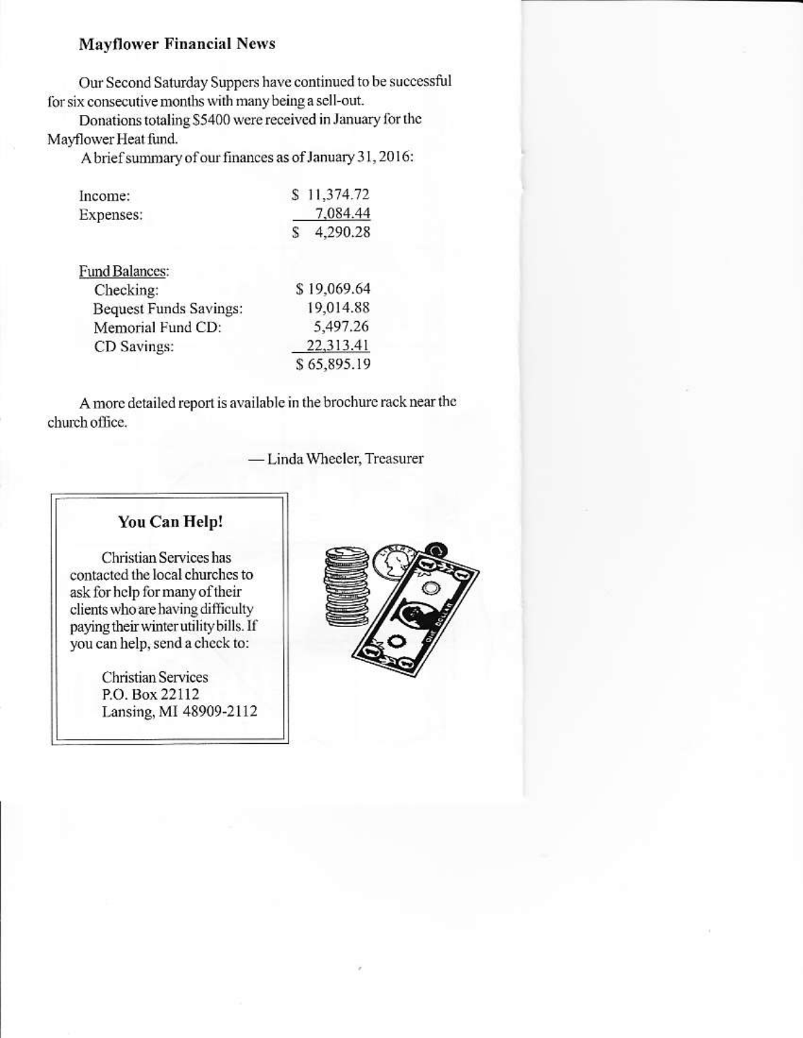## Mayflower Financial News

Our Second Saturday Suppers have continued to be successful for six consecutive months with many being a sell-out.

Donations totaling $5400 were received in January for the Mayflower Heat fund.

A brief summary of our finances as of January 31, 2016:

| | |
|---|---|
| Income: | $ 11,374.72 |
| Expenses: | 7,084.44 |
| | $ 4,290.28 |

| | |
|---|---|
| Fund Balances: | |
| Checking: | $ 19,069.64 |
| Bequest Funds Savings: | 19,014.88 |
| Memorial Fund CD: | 5,497.26 |
| CD Savings: | 22,313.41 |
| | $ 65,895.19 |

A more detailed report is available in the brochure rack near the church office.

— Linda Wheeler, Treasurer

### You Can Help!

Christian Services has contacted the local churches to ask for help for many of their clients who are having difficulty paying their winter utility bills. If you can help, send a check to:

Christian Services
P.O. Box 22112
Lansing, MI 48909-2112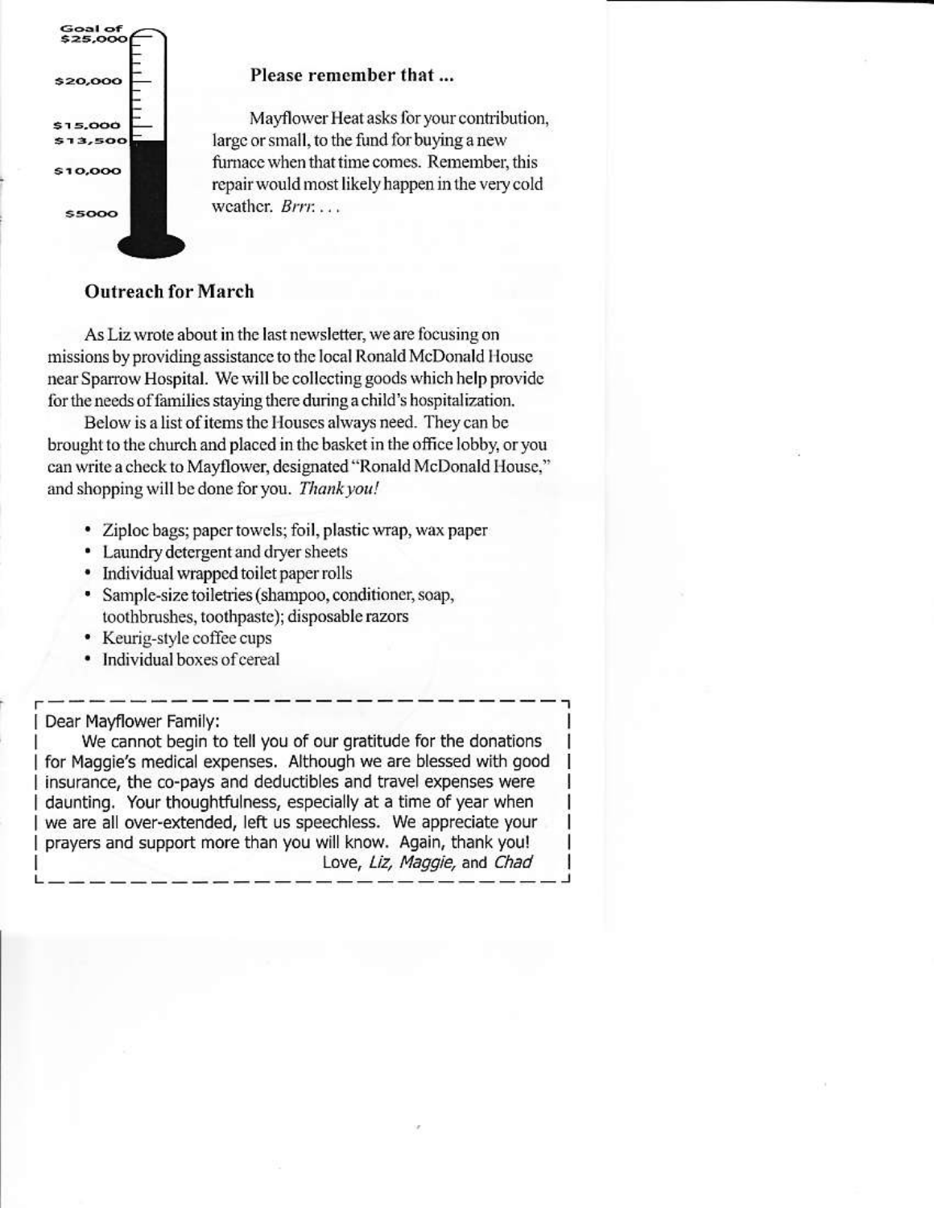Goal of $25,000

$20,000

$15,000

$13,500

$10,000

$5000

### Please remember that ...

Mayflower Heat asks for your contribution, large or small, to the fund for buying a new furnace when that time comes. Remember, this repair would most likely happen in the very cold weather. *Brrr. . . .*

### Outreach for March

As Liz wrote about in the last newsletter, we are focusing on missions by providing assistance to the local Ronald McDonald House near Sparrow Hospital. We will be collecting goods which help provide for the needs of families staying there during a child's hospitalization.

Below is a list of items the Houses always need. They can be brought to the church and placed in the basket in the office lobby, or you can write a check to Mayflower, designated "Ronald McDonald House," and shopping will be done for you. *Thank you!*

- Ziploc bags; paper towels; foil, plastic wrap, wax paper
- Laundry detergent and dryer sheets
- Individual wrapped toilet paper rolls
- Sample-size toiletries (shampoo, conditioner, soap, toothbrushes, toothpaste); disposable razors
- Keurig-style coffee cups
- Individual boxes of cereal

Dear Mayflower Family:

We cannot begin to tell you of our gratitude for the donations for Maggie's medical expenses. Although we are blessed with good insurance, the co-pays and deductibles and travel expenses were daunting. Your thoughtfulness, especially at a time of year when we are all over-extended, left us speechless. We appreciate your prayers and support more than you will know. Again, thank you!

Love, *Liz, Maggie,* and *Chad*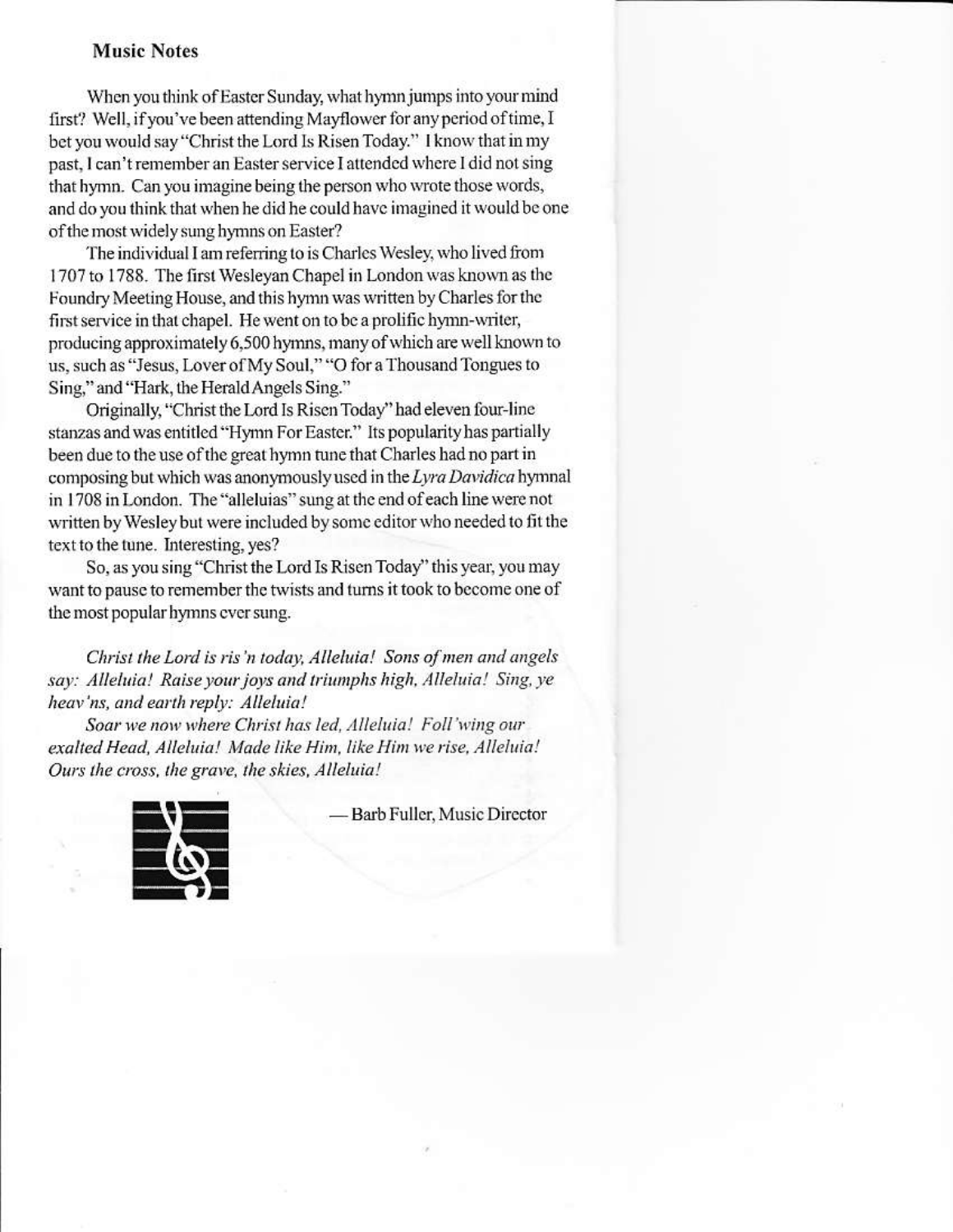## Music Notes

When you think of Easter Sunday, what hymn jumps into your mind first? Well, if you've been attending Mayflower for any period of time, I bet you would say "Christ the Lord Is Risen Today." I know that in my past, I can't remember an Easter service I attended where I did not sing that hymn. Can you imagine being the person who wrote those words, and do you think that when he did he could have imagined it would be one of the most widely sung hymns on Easter?

The individual I am referring to is Charles Wesley, who lived from 1707 to 1788. The first Wesleyan Chapel in London was known as the Foundry Meeting House, and this hymn was written by Charles for the first service in that chapel. He went on to be a prolific hymn-writer, producing approximately 6,500 hymns, many of which are well known to us, such as "Jesus, Lover of My Soul," "O for a Thousand Tongues to Sing," and "Hark, the Herald Angels Sing."

Originally, "Christ the Lord Is Risen Today" had eleven four-line stanzas and was entitled "Hymn For Easter." Its popularity has partially been due to the use of the great hymn tune that Charles had no part in composing but which was anonymously used in the *Lyra Davidica* hymnal in 1708 in London. The "alleluias" sung at the end of each line were not written by Wesley but were included by some editor who needed to fit the text to the tune. Interesting, yes?

So, as you sing "Christ the Lord Is Risen Today" this year, you may want to pause to remember the twists and turns it took to become one of the most popular hymns ever sung.

*Christ the Lord is ris'n today, Alleluia! Sons of men and angels say: Alleluia! Raise your joys and triumphs high, Alleluia! Sing, ye heav'ns, and earth reply: Alleluia!*

*Soar we now where Christ has led, Alleluia! Foll'wing our exalted Head, Alleluia! Made like Him, like Him we rise, Alleluia! Ours the cross, the grave, the skies, Alleluia!*

— Barb Fuller, Music Director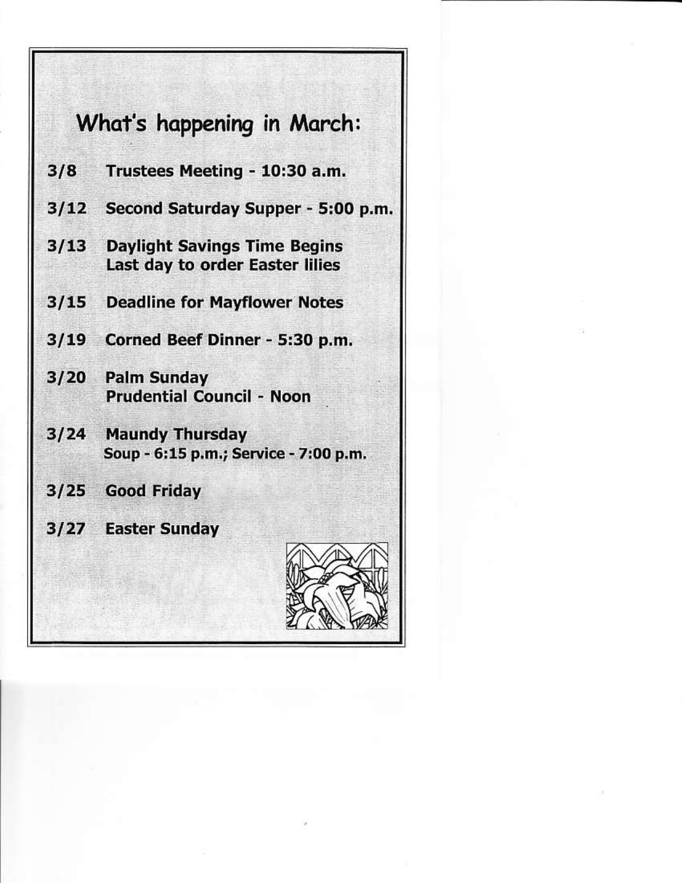## What's happening in March:

| | |
|---|---|
| **3/8** | **Trustees Meeting - 10:30 a.m.** |
| **3/12** | **Second Saturday Supper - 5:00 p.m.** |
| **3/13** | **Daylight Savings Time Begins**<br>**Last day to order Easter lilies** |
| **3/15** | **Deadline for Mayflower Notes** |
| **3/19** | **Corned Beef Dinner - 5:30 p.m.** |
| **3/20** | **Palm Sunday**<br>**Prudential Council - Noon** |
| **3/24** | **Maundy Thursday**<br>**Soup - 6:15 p.m.; Service - 7:00 p.m.** |
| **3/25** | **Good Friday** |
| **3/27** | **Easter Sunday** |